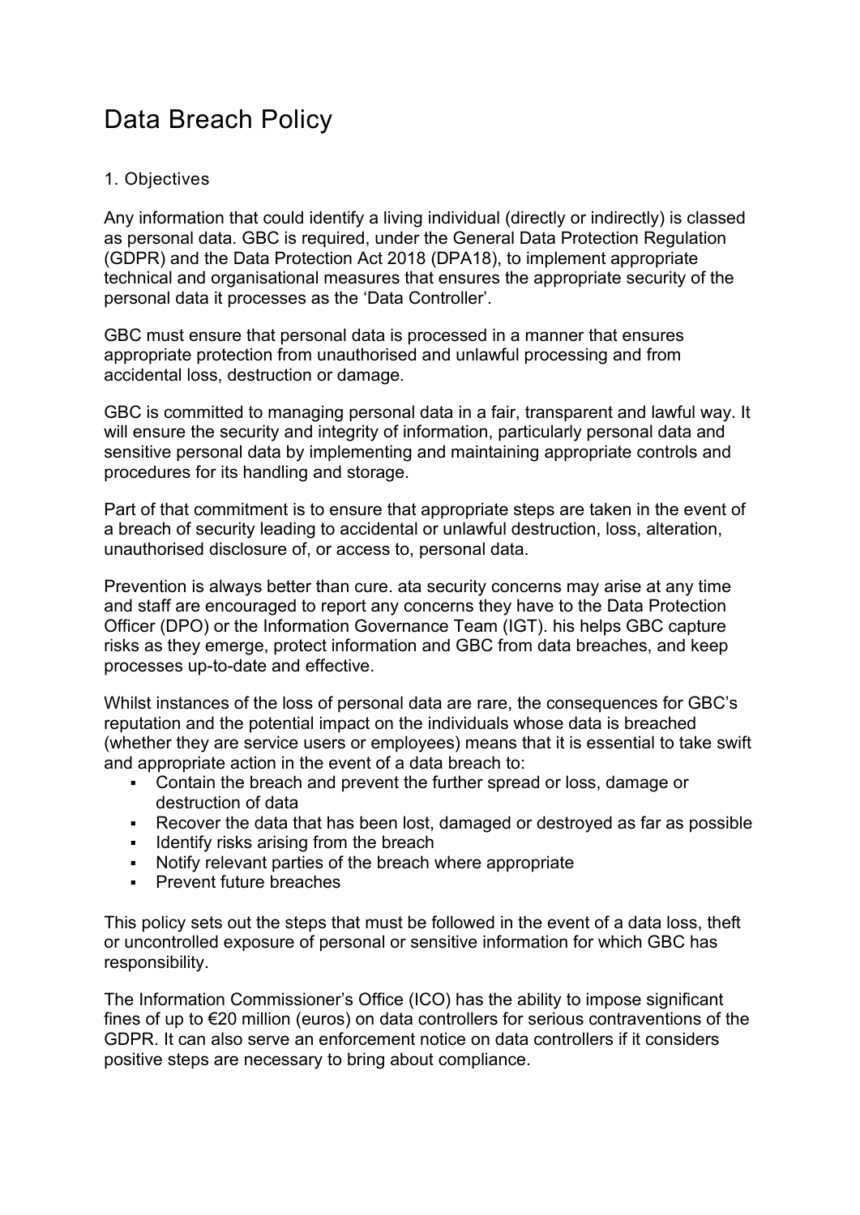# Data Breach Policy

## 1. Objectives

Any information that could identify a living individual (directly or indirectly) is classed as personal data. GBC is required, under the General Data Protection Regulation (GDPR) and the Data Protection Act 2018 (DPA18), to implement appropriate technical and organisational measures that ensures the appropriate security of the personal data it processes as the 'Data Controller'.

GBC must ensure that personal data is processed in a manner that ensures appropriate protection from unauthorised and unlawful processing and from accidental loss, destruction or damage.

GBC is committed to managing personal data in a fair, transparent and lawful way. It will ensure the security and integrity of information, particularly personal data and sensitive personal data by implementing and maintaining appropriate controls and procedures for its handling and storage.

Part of that commitment is to ensure that appropriate steps are taken in the event of a breach of security leading to accidental or unlawful destruction, loss, alteration, unauthorised disclosure of, or access to, personal data.

Prevention is always better than cure. ata security concerns may arise at any time and staff are encouraged to report any concerns they have to the Data Protection Officer (DPO) or the Information Governance Team (IGT). his helps GBC capture risks as they emerge, protect information and GBC from data breaches, and keep processes up-to-date and effective.

Whilst instances of the loss of personal data are rare, the consequences for GBC's reputation and the potential impact on the individuals whose data is breached (whether they are service users or employees) means that it is essential to take swift and appropriate action in the event of a data breach to:

- Contain the breach and prevent the further spread or loss, damage or destruction of data
- Recover the data that has been lost, damaged or destroyed as far as possible
- Identify risks arising from the breach
- Notify relevant parties of the breach where appropriate
- Prevent future breaches

This policy sets out the steps that must be followed in the event of a data loss, theft or uncontrolled exposure of personal or sensitive information for which GBC has responsibility.

The Information Commissioner's Office (ICO) has the ability to impose significant fines of up to €20 million (euros) on data controllers for serious contraventions of the GDPR. It can also serve an enforcement notice on data controllers if it considers positive steps are necessary to bring about compliance.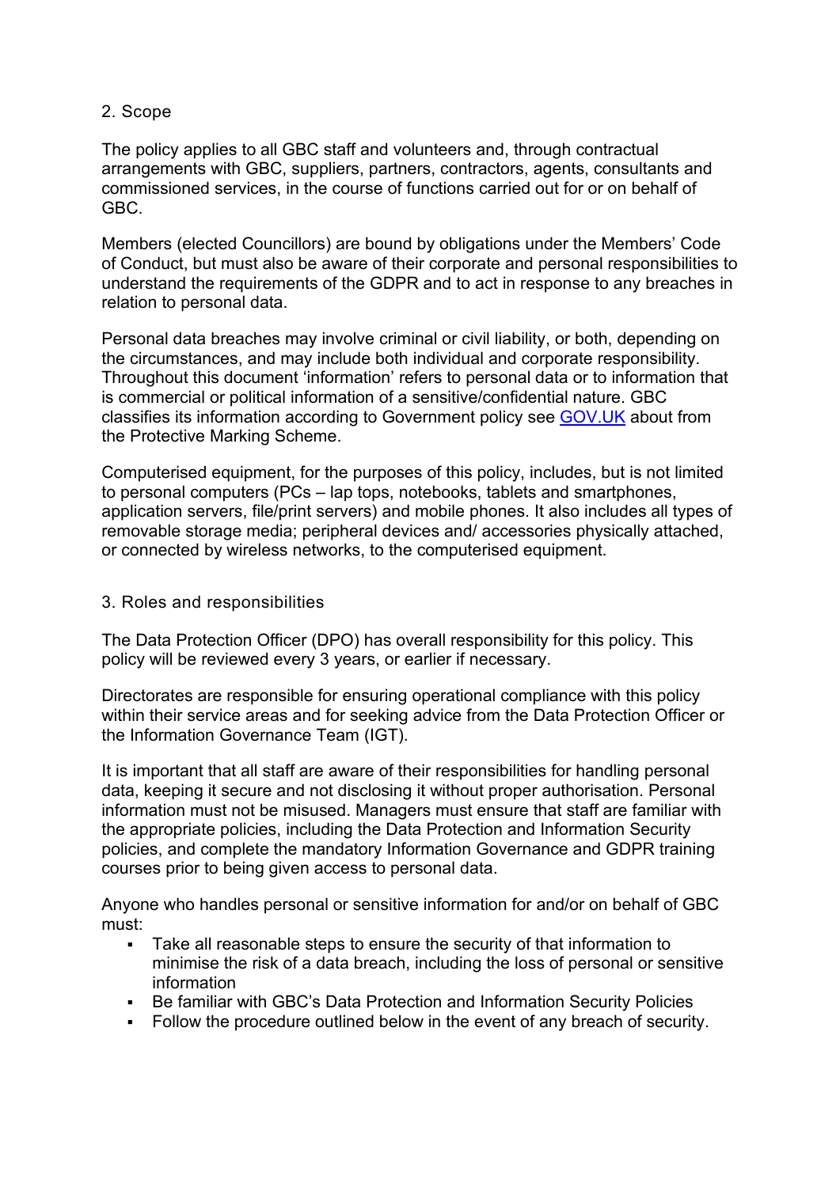## 2. Scope

The policy applies to all GBC staff and volunteers and, through contractual arrangements with GBC, suppliers, partners, contractors, agents, consultants and commissioned services, in the course of functions carried out for or on behalf of GBC.

Members (elected Councillors) are bound by obligations under the Members' Code of Conduct, but must also be aware of their corporate and personal responsibilities to understand the requirements of the GDPR and to act in response to any breaches in relation to personal data.

Personal data breaches may involve criminal or civil liability, or both, depending on the circumstances, and may include both individual and corporate responsibility. Throughout this document 'information' refers to personal data or to information that is commercial or political information of a sensitive/confidential nature. GBC classifies its information according to Government policy see [GOV.UK] about from the Protective Marking Scheme.

Computerised equipment, for the purposes of this policy, includes, but is not limited to personal computers (PCs – lap tops, notebooks, tablets and smartphones, application servers, file/print servers) and mobile phones. It also includes all types of removable storage media; peripheral devices and/ accessories physically attached, or connected by wireless networks, to the computerised equipment.

## 3. Roles and responsibilities

The Data Protection Officer (DPO) has overall responsibility for this policy. This policy will be reviewed every 3 years, or earlier if necessary.

Directorates are responsible for ensuring operational compliance with this policy within their service areas and for seeking advice from the Data Protection Officer or the Information Governance Team (IGT).

It is important that all staff are aware of their responsibilities for handling personal data, keeping it secure and not disclosing it without proper authorisation. Personal information must not be misused. Managers must ensure that staff are familiar with the appropriate policies, including the Data Protection and Information Security policies, and complete the mandatory Information Governance and GDPR training courses prior to being given access to personal data.

Anyone who handles personal or sensitive information for and/or on behalf of GBC must:

- Take all reasonable steps to ensure the security of that information to minimise the risk of a data breach, including the loss of personal or sensitive information
- Be familiar with GBC's Data Protection and Information Security Policies
- Follow the procedure outlined below in the event of any breach of security.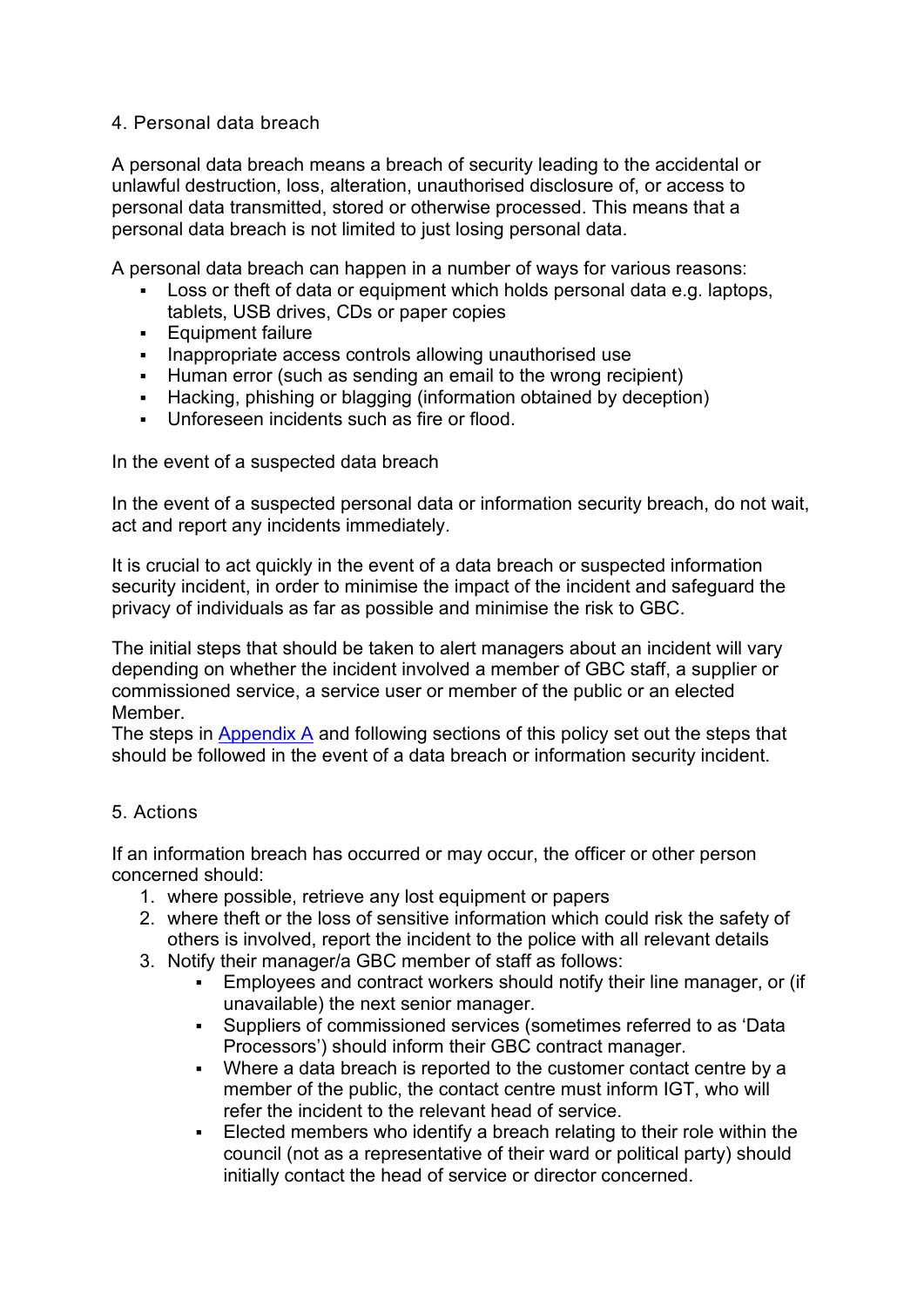## 4. Personal data breach

A personal data breach means a breach of security leading to the accidental or unlawful destruction, loss, alteration, unauthorised disclosure of, or access to personal data transmitted, stored or otherwise processed. This means that a personal data breach is not limited to just losing personal data.

A personal data breach can happen in a number of ways for various reasons:

- Loss or theft of data or equipment which holds personal data e.g. laptops, tablets, USB drives, CDs or paper copies
- Equipment failure
- Inappropriate access controls allowing unauthorised use
- Human error (such as sending an email to the wrong recipient)
- Hacking, phishing or blagging (information obtained by deception)
- Unforeseen incidents such as fire or flood.

In the event of a suspected data breach

In the event of a suspected personal data or information security breach, do not wait, act and report any incidents immediately.

It is crucial to act quickly in the event of a data breach or suspected information security incident, in order to minimise the impact of the incident and safeguard the privacy of individuals as far as possible and minimise the risk to GBC.

The initial steps that should be taken to alert managers about an incident will vary depending on whether the incident involved a member of GBC staff, a supplier or commissioned service, a service user or member of the public or an elected Member.
The steps in [Appendix A](#) and following sections of this policy set out the steps that should be followed in the event of a data breach or information security incident.

## 5. Actions

If an information breach has occurred or may occur, the officer or other person concerned should:

1. where possible, retrieve any lost equipment or papers
2. where theft or the loss of sensitive information which could risk the safety of others is involved, report the incident to the police with all relevant details
3. Notify their manager/a GBC member of staff as follows:
    - Employees and contract workers should notify their line manager, or (if unavailable) the next senior manager.
    - Suppliers of commissioned services (sometimes referred to as 'Data Processors') should inform their GBC contract manager.
    - Where a data breach is reported to the customer contact centre by a member of the public, the contact centre must inform IGT, who will refer the incident to the relevant head of service.
    - Elected members who identify a breach relating to their role within the council (not as a representative of their ward or political party) should initially contact the head of service or director concerned.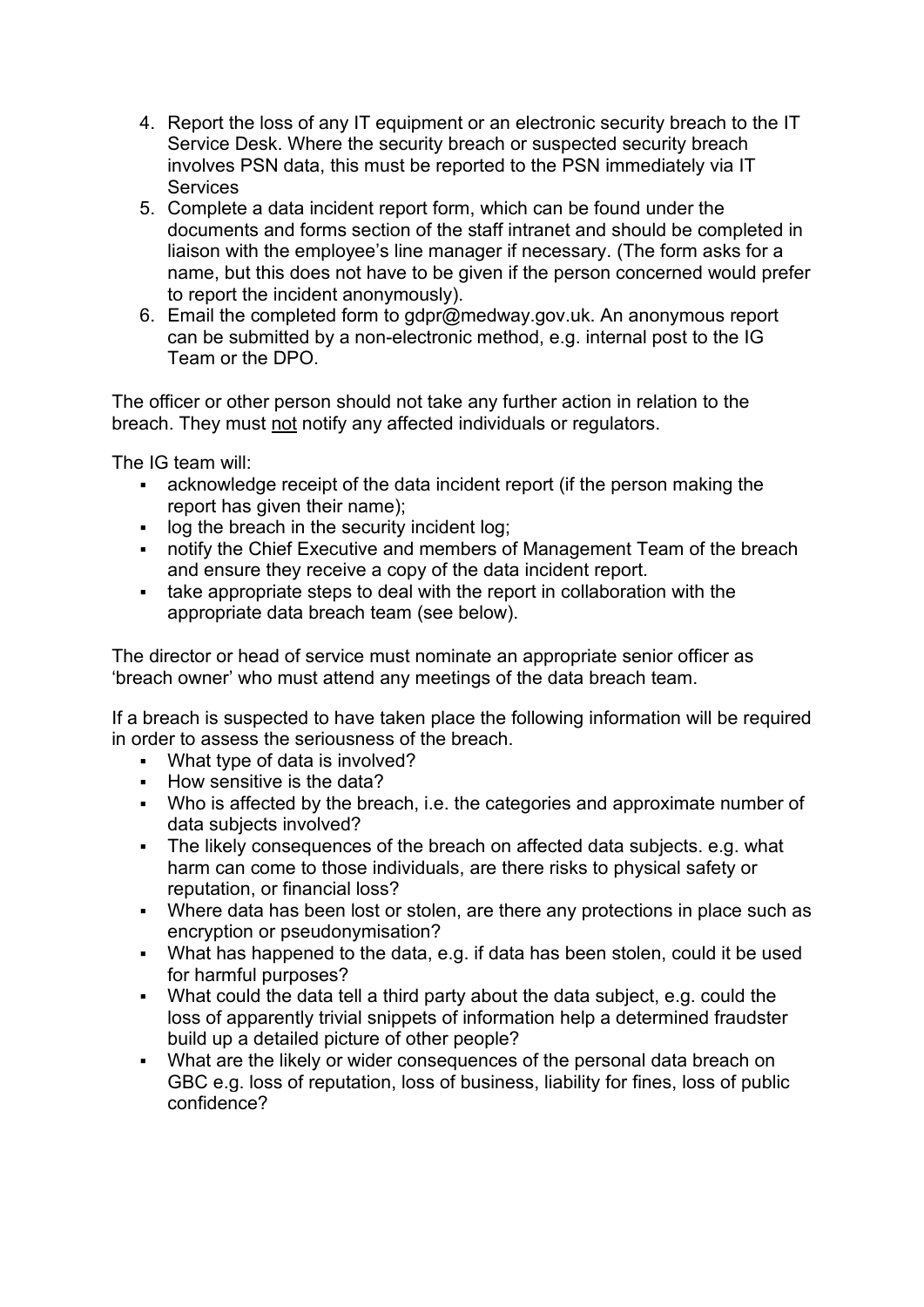4. Report the loss of any IT equipment or an electronic security breach to the IT Service Desk. Where the security breach or suspected security breach involves PSN data, this must be reported to the PSN immediately via IT Services
5. Complete a data incident report form, which can be found under the documents and forms section of the staff intranet and should be completed in liaison with the employee's line manager if necessary. (The form asks for a name, but this does not have to be given if the person concerned would prefer to report the incident anonymously).
6. Email the completed form to gdpr@medway.gov.uk. An anonymous report can be submitted by a non-electronic method, e.g. internal post to the IG Team or the DPO.

The officer or other person should not take any further action in relation to the breach. They must <u>not</u> notify any affected individuals or regulators.

The IG team will:

- acknowledge receipt of the data incident report (if the person making the report has given their name);
- log the breach in the security incident log;
- notify the Chief Executive and members of Management Team of the breach and ensure they receive a copy of the data incident report.
- take appropriate steps to deal with the report in collaboration with the appropriate data breach team (see below).

The director or head of service must nominate an appropriate senior officer as 'breach owner' who must attend any meetings of the data breach team.

If a breach is suspected to have taken place the following information will be required in order to assess the seriousness of the breach.

- What type of data is involved?
- How sensitive is the data?
- Who is affected by the breach, i.e. the categories and approximate number of data subjects involved?
- The likely consequences of the breach on affected data subjects. e.g. what harm can come to those individuals, are there risks to physical safety or reputation, or financial loss?
- Where data has been lost or stolen, are there any protections in place such as encryption or pseudonymisation?
- What has happened to the data, e.g. if data has been stolen, could it be used for harmful purposes?
- What could the data tell a third party about the data subject, e.g. could the loss of apparently trivial snippets of information help a determined fraudster build up a detailed picture of other people?
- What are the likely or wider consequences of the personal data breach on GBC e.g. loss of reputation, loss of business, liability for fines, loss of public confidence?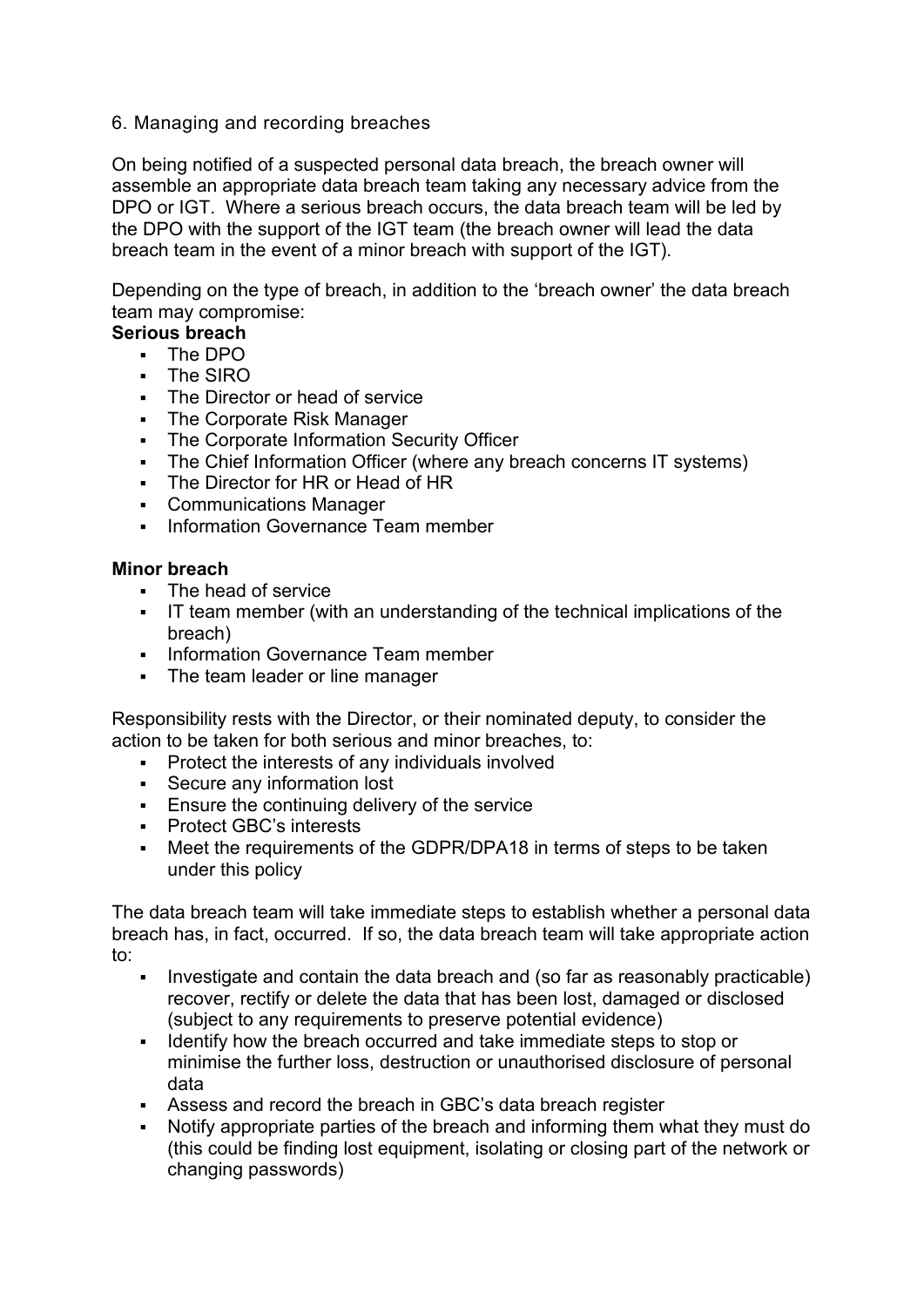## 6. Managing and recording breaches

On being notified of a suspected personal data breach, the breach owner will assemble an appropriate data breach team taking any necessary advice from the DPO or IGT. Where a serious breach occurs, the data breach team will be led by the DPO with the support of the IGT team (the breach owner will lead the data breach team in the event of a minor breach with support of the IGT).

Depending on the type of breach, in addition to the 'breach owner' the data breach team may compromise:

**Serious breach**

- The DPO
- The SIRO
- The Director or head of service
- The Corporate Risk Manager
- The Corporate Information Security Officer
- The Chief Information Officer (where any breach concerns IT systems)
- The Director for HR or Head of HR
- Communications Manager
- Information Governance Team member

**Minor breach**

- The head of service
- IT team member (with an understanding of the technical implications of the breach)
- Information Governance Team member
- The team leader or line manager

Responsibility rests with the Director, or their nominated deputy, to consider the action to be taken for both serious and minor breaches, to:

- Protect the interests of any individuals involved
- Secure any information lost
- Ensure the continuing delivery of the service
- Protect GBC's interests
- Meet the requirements of the GDPR/DPA18 in terms of steps to be taken under this policy

The data breach team will take immediate steps to establish whether a personal data breach has, in fact, occurred. If so, the data breach team will take appropriate action to:

- Investigate and contain the data breach and (so far as reasonably practicable) recover, rectify or delete the data that has been lost, damaged or disclosed (subject to any requirements to preserve potential evidence)
- Identify how the breach occurred and take immediate steps to stop or minimise the further loss, destruction or unauthorised disclosure of personal data
- Assess and record the breach in GBC's data breach register
- Notify appropriate parties of the breach and informing them what they must do (this could be finding lost equipment, isolating or closing part of the network or changing passwords)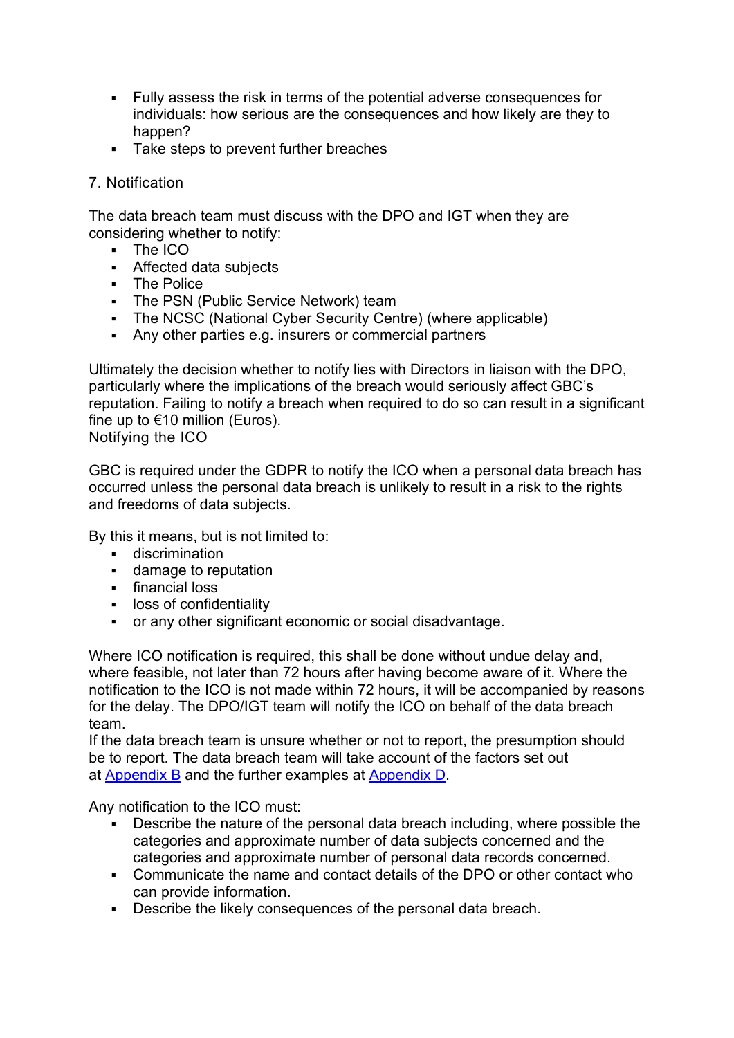- Fully assess the risk in terms of the potential adverse consequences for individuals: how serious are the consequences and how likely are they to happen?
- Take steps to prevent further breaches

## 7. Notification

The data breach team must discuss with the DPO and IGT when they are considering whether to notify:

- The ICO
- Affected data subjects
- The Police
- The PSN (Public Service Network) team
- The NCSC (National Cyber Security Centre) (where applicable)
- Any other parties e.g. insurers or commercial partners

Ultimately the decision whether to notify lies with Directors in liaison with the DPO, particularly where the implications of the breach would seriously affect GBC's reputation. Failing to notify a breach when required to do so can result in a significant fine up to €10 million (Euros).

### Notifying the ICO

GBC is required under the GDPR to notify the ICO when a personal data breach has occurred unless the personal data breach is unlikely to result in a risk to the rights and freedoms of data subjects.

By this it means, but is not limited to:

- discrimination
- damage to reputation
- financial loss
- loss of confidentiality
- or any other significant economic or social disadvantage.

Where ICO notification is required, this shall be done without undue delay and, where feasible, not later than 72 hours after having become aware of it. Where the notification to the ICO is not made within 72 hours, it will be accompanied by reasons for the delay. The DPO/IGT team will notify the ICO on behalf of the data breach team.

If the data breach team is unsure whether or not to report, the presumption should be to report. The data breach team will take account of the factors set out at Appendix B and the further examples at Appendix D.

Any notification to the ICO must:

- Describe the nature of the personal data breach including, where possible the categories and approximate number of data subjects concerned and the categories and approximate number of personal data records concerned.
- Communicate the name and contact details of the DPO or other contact who can provide information.
- Describe the likely consequences of the personal data breach.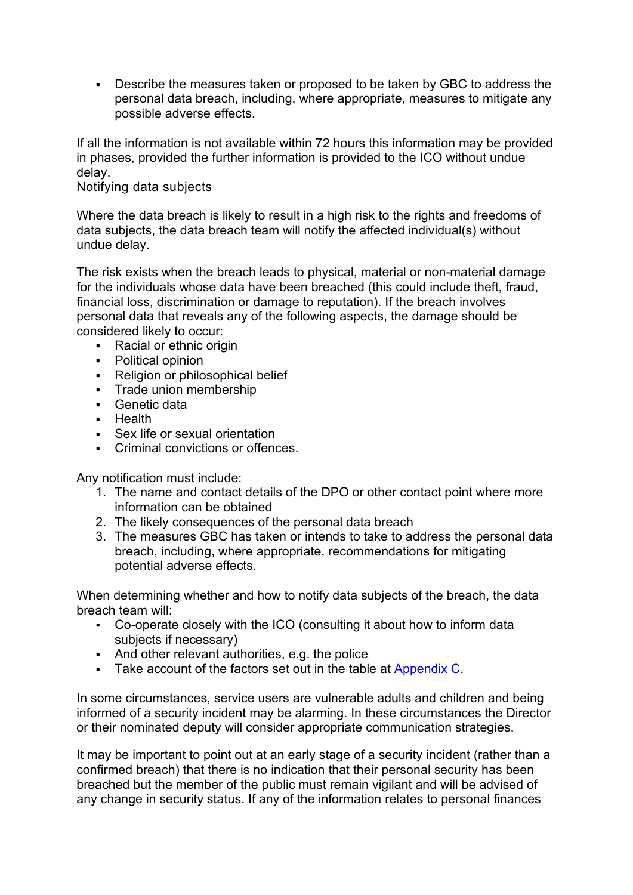- Describe the measures taken or proposed to be taken by GBC to address the personal data breach, including, where appropriate, measures to mitigate any possible adverse effects.

If all the information is not available within 72 hours this information may be provided in phases, provided the further information is provided to the ICO without undue delay.

## Notifying data subjects

Where the data breach is likely to result in a high risk to the rights and freedoms of data subjects, the data breach team will notify the affected individual(s) without undue delay.

The risk exists when the breach leads to physical, material or non-material damage for the individuals whose data have been breached (this could include theft, fraud, financial loss, discrimination or damage to reputation). If the breach involves personal data that reveals any of the following aspects, the damage should be considered likely to occur:

- Racial or ethnic origin
- Political opinion
- Religion or philosophical belief
- Trade union membership
- Genetic data
- Health
- Sex life or sexual orientation
- Criminal convictions or offences.

Any notification must include:

1. The name and contact details of the DPO or other contact point where more information can be obtained
2. The likely consequences of the personal data breach
3. The measures GBC has taken or intends to take to address the personal data breach, including, where appropriate, recommendations for mitigating potential adverse effects.

When determining whether and how to notify data subjects of the breach, the data breach team will:

- Co-operate closely with the ICO (consulting it about how to inform data subjects if necessary)
- And other relevant authorities, e.g. the police
- Take account of the factors set out in the table at [Appendix C](#).

In some circumstances, service users are vulnerable adults and children and being informed of a security incident may be alarming. In these circumstances the Director or their nominated deputy will consider appropriate communication strategies.

It may be important to point out at an early stage of a security incident (rather than a confirmed breach) that there is no indication that their personal security has been breached but the member of the public must remain vigilant and will be advised of any change in security status. If any of the information relates to personal finances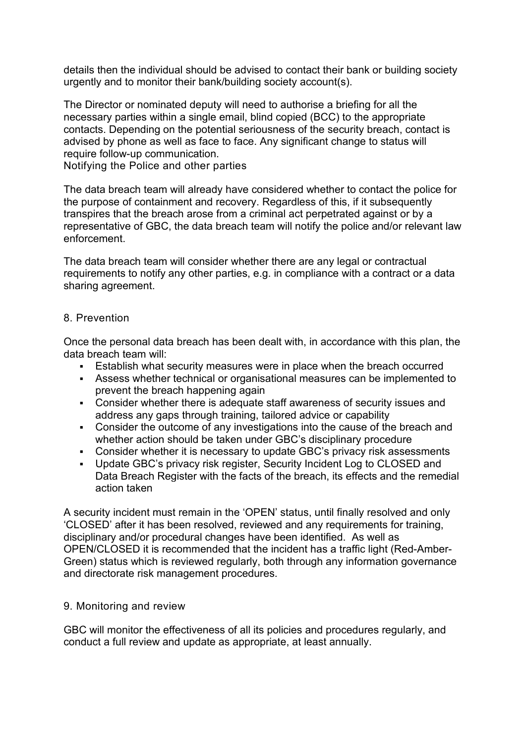details then the individual should be advised to contact their bank or building society urgently and to monitor their bank/building society account(s).

The Director or nominated deputy will need to authorise a briefing for all the necessary parties within a single email, blind copied (BCC) to the appropriate contacts. Depending on the potential seriousness of the security breach, contact is advised by phone as well as face to face. Any significant change to status will require follow-up communication.

### Notifying the Police and other parties

The data breach team will already have considered whether to contact the police for the purpose of containment and recovery. Regardless of this, if it subsequently transpires that the breach arose from a criminal act perpetrated against or by a representative of GBC, the data breach team will notify the police and/or relevant law enforcement.

The data breach team will consider whether there are any legal or contractual requirements to notify any other parties, e.g. in compliance with a contract or a data sharing agreement.

## 8. Prevention

Once the personal data breach has been dealt with, in accordance with this plan, the data breach team will:

- Establish what security measures were in place when the breach occurred
- Assess whether technical or organisational measures can be implemented to prevent the breach happening again
- Consider whether there is adequate staff awareness of security issues and address any gaps through training, tailored advice or capability
- Consider the outcome of any investigations into the cause of the breach and whether action should be taken under GBC's disciplinary procedure
- Consider whether it is necessary to update GBC's privacy risk assessments
- Update GBC's privacy risk register, Security Incident Log to CLOSED and Data Breach Register with the facts of the breach, its effects and the remedial action taken

A security incident must remain in the 'OPEN' status, until finally resolved and only 'CLOSED' after it has been resolved, reviewed and any requirements for training, disciplinary and/or procedural changes have been identified. As well as OPEN/CLOSED it is recommended that the incident has a traffic light (Red-Amber-Green) status which is reviewed regularly, both through any information governance and directorate risk management procedures.

## 9. Monitoring and review

GBC will monitor the effectiveness of all its policies and procedures regularly, and conduct a full review and update as appropriate, at least annually.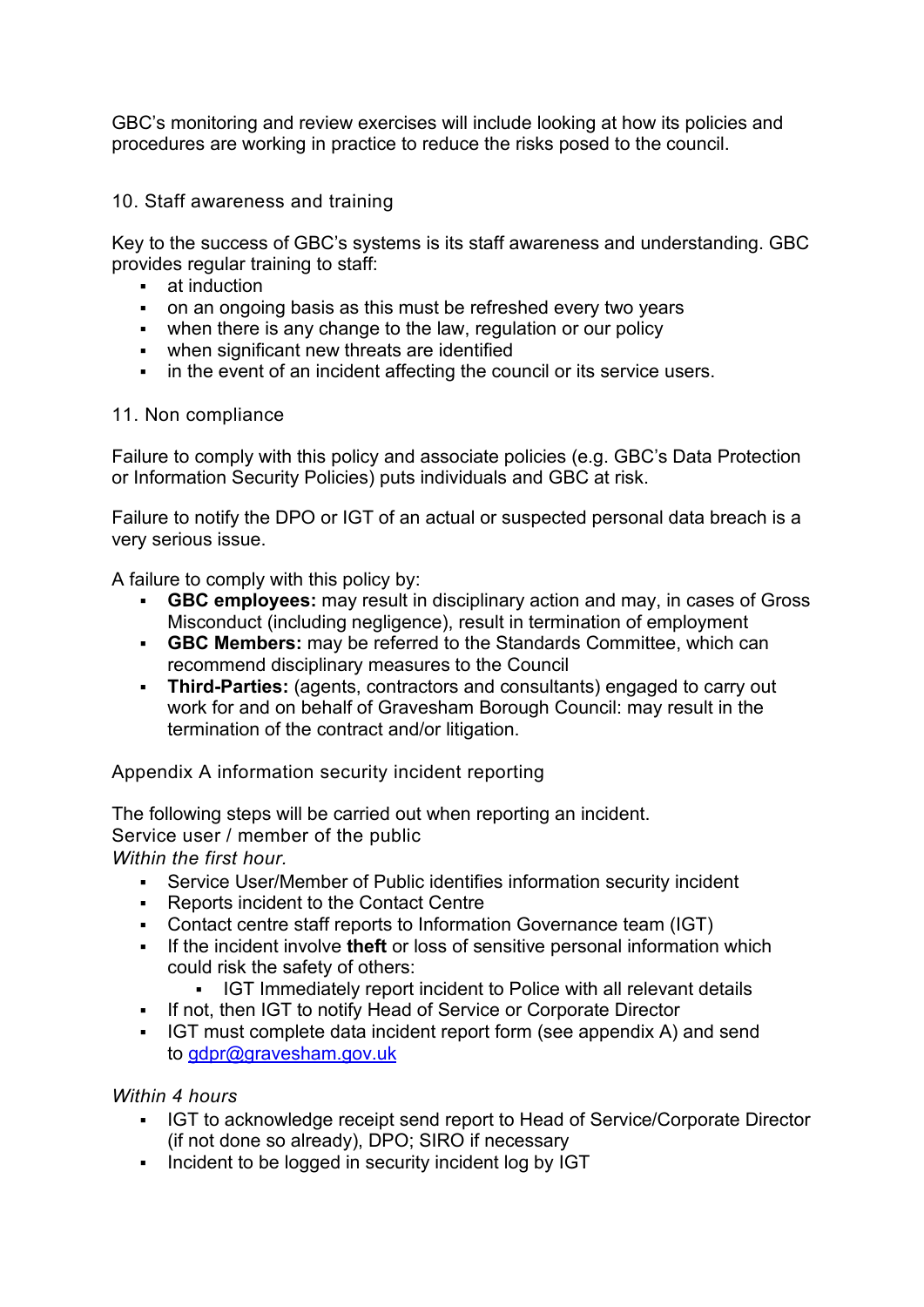GBC's monitoring and review exercises will include looking at how its policies and procedures are working in practice to reduce the risks posed to the council.

## 10. Staff awareness and training

Key to the success of GBC's systems is its staff awareness and understanding. GBC provides regular training to staff:

- at induction
- on an ongoing basis as this must be refreshed every two years
- when there is any change to the law, regulation or our policy
- when significant new threats are identified
- in the event of an incident affecting the council or its service users.

## 11. Non compliance

Failure to comply with this policy and associate policies (e.g. GBC's Data Protection or Information Security Policies) puts individuals and GBC at risk.

Failure to notify the DPO or IGT of an actual or suspected personal data breach is a very serious issue.

A failure to comply with this policy by:

- **GBC employees:** may result in disciplinary action and may, in cases of Gross Misconduct (including negligence), result in termination of employment
- **GBC Members:** may be referred to the Standards Committee, which can recommend disciplinary measures to the Council
- **Third-Parties:** (agents, contractors and consultants) engaged to carry out work for and on behalf of Gravesham Borough Council: may result in the termination of the contract and/or litigation.

## Appendix A information security incident reporting

The following steps will be carried out when reporting an incident.

### Service user / member of the public

*Within the first hour.*

- Service User/Member of Public identifies information security incident
- Reports incident to the Contact Centre
- Contact centre staff reports to Information Governance team (IGT)
- If the incident involve **theft** or loss of sensitive personal information which could risk the safety of others:
  - IGT Immediately report incident to Police with all relevant details
- If not, then IGT to notify Head of Service or Corporate Director
- IGT must complete data incident report form (see appendix A) and send to gdpr@gravesham.gov.uk

*Within 4 hours*

- IGT to acknowledge receipt send report to Head of Service/Corporate Director (if not done so already), DPO; SIRO if necessary
- Incident to be logged in security incident log by IGT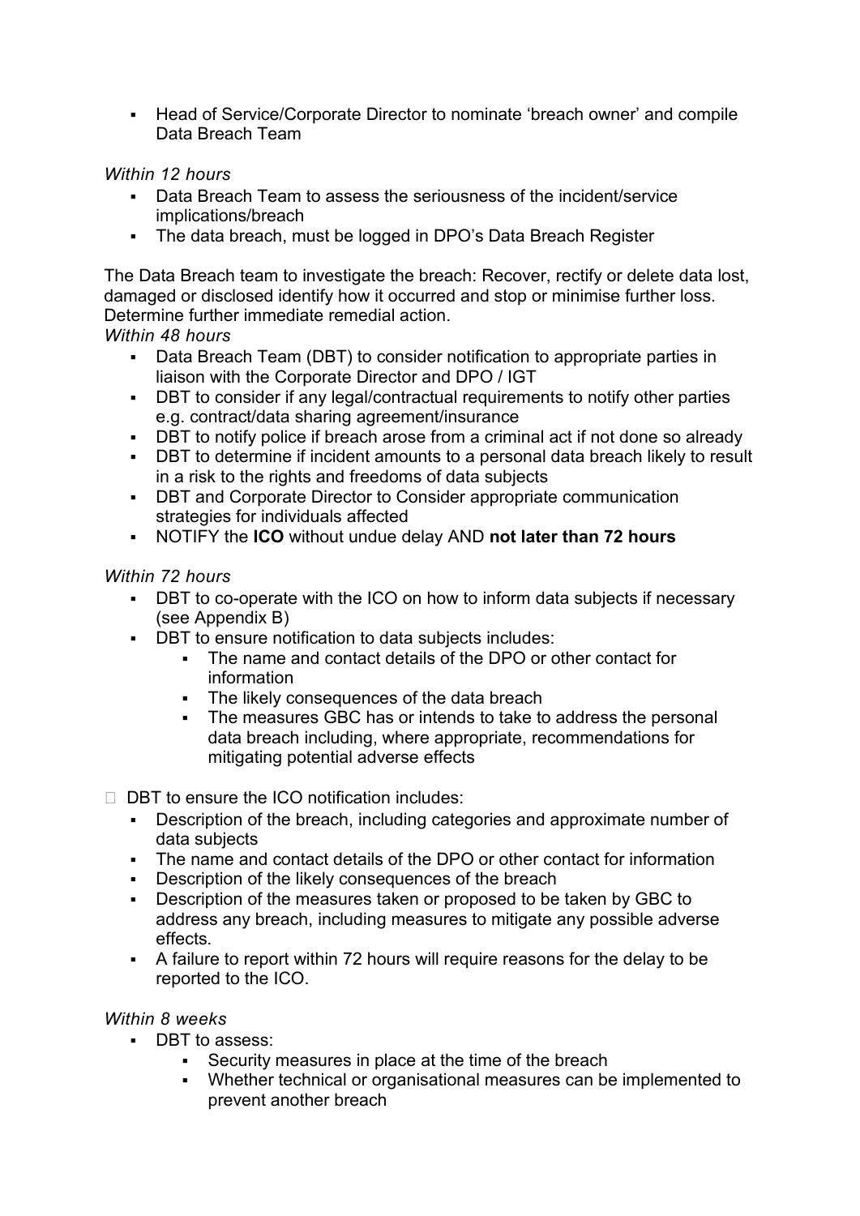- Head of Service/Corporate Director to nominate ‘breach owner’ and compile Data Breach Team

*Within 12 hours*

- Data Breach Team to assess the seriousness of the incident/service implications/breach
- The data breach, must be logged in DPO’s Data Breach Register

The Data Breach team to investigate the breach: Recover, rectify or delete data lost, damaged or disclosed identify how it occurred and stop or minimise further loss. Determine further immediate remedial action.

*Within 48 hours*

- Data Breach Team (DBT) to consider notification to appropriate parties in liaison with the Corporate Director and DPO / IGT
- DBT to consider if any legal/contractual requirements to notify other parties e.g. contract/data sharing agreement/insurance
- DBT to notify police if breach arose from a criminal act if not done so already
- DBT to determine if incident amounts to a personal data breach likely to result in a risk to the rights and freedoms of data subjects
- DBT and Corporate Director to Consider appropriate communication strategies for individuals affected
- NOTIFY the **ICO** without undue delay AND **not later than 72 hours**

*Within 72 hours*

- DBT to co-operate with the ICO on how to inform data subjects if necessary (see Appendix B)
- DBT to ensure notification to data subjects includes:
  - The name and contact details of the DPO or other contact for information
  - The likely consequences of the data breach
  - The measures GBC has or intends to take to address the personal data breach including, where appropriate, recommendations for mitigating potential adverse effects

- DBT to ensure the ICO notification includes:
  - Description of the breach, including categories and approximate number of data subjects
  - The name and contact details of the DPO or other contact for information
  - Description of the likely consequences of the breach
  - Description of the measures taken or proposed to be taken by GBC to address any breach, including measures to mitigate any possible adverse effects.
  - A failure to report within 72 hours will require reasons for the delay to be reported to the ICO.

*Within 8 weeks*

- DBT to assess:
  - Security measures in place at the time of the breach
  - Whether technical or organisational measures can be implemented to prevent another breach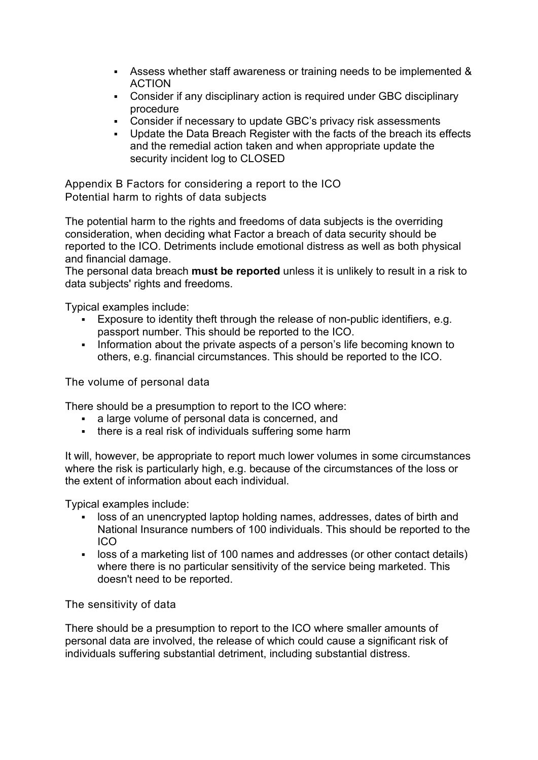- Assess whether staff awareness or training needs to be implemented & ACTION
- Consider if any disciplinary action is required under GBC disciplinary procedure
- Consider if necessary to update GBC's privacy risk assessments
- Update the Data Breach Register with the facts of the breach its effects and the remedial action taken and when appropriate update the security incident log to CLOSED

## Appendix B Factors for considering a report to the ICO

### Potential harm to rights of data subjects

The potential harm to the rights and freedoms of data subjects is the overriding consideration, when deciding what Factor a breach of data security should be reported to the ICO. Detriments include emotional distress as well as both physical and financial damage.
The personal data breach **must be reported** unless it is unlikely to result in a risk to data subjects' rights and freedoms.

Typical examples include:

- Exposure to identity theft through the release of non-public identifiers, e.g. passport number. This should be reported to the ICO.
- Information about the private aspects of a person's life becoming known to others, e.g. financial circumstances. This should be reported to the ICO.

### The volume of personal data

There should be a presumption to report to the ICO where:

- a large volume of personal data is concerned, and
- there is a real risk of individuals suffering some harm

It will, however, be appropriate to report much lower volumes in some circumstances where the risk is particularly high, e.g. because of the circumstances of the loss or the extent of information about each individual.

Typical examples include:

- loss of an unencrypted laptop holding names, addresses, dates of birth and National Insurance numbers of 100 individuals. This should be reported to the ICO
- loss of a marketing list of 100 names and addresses (or other contact details) where there is no particular sensitivity of the service being marketed. This doesn't need to be reported.

### The sensitivity of data

There should be a presumption to report to the ICO where smaller amounts of personal data are involved, the release of which could cause a significant risk of individuals suffering substantial detriment, including substantial distress.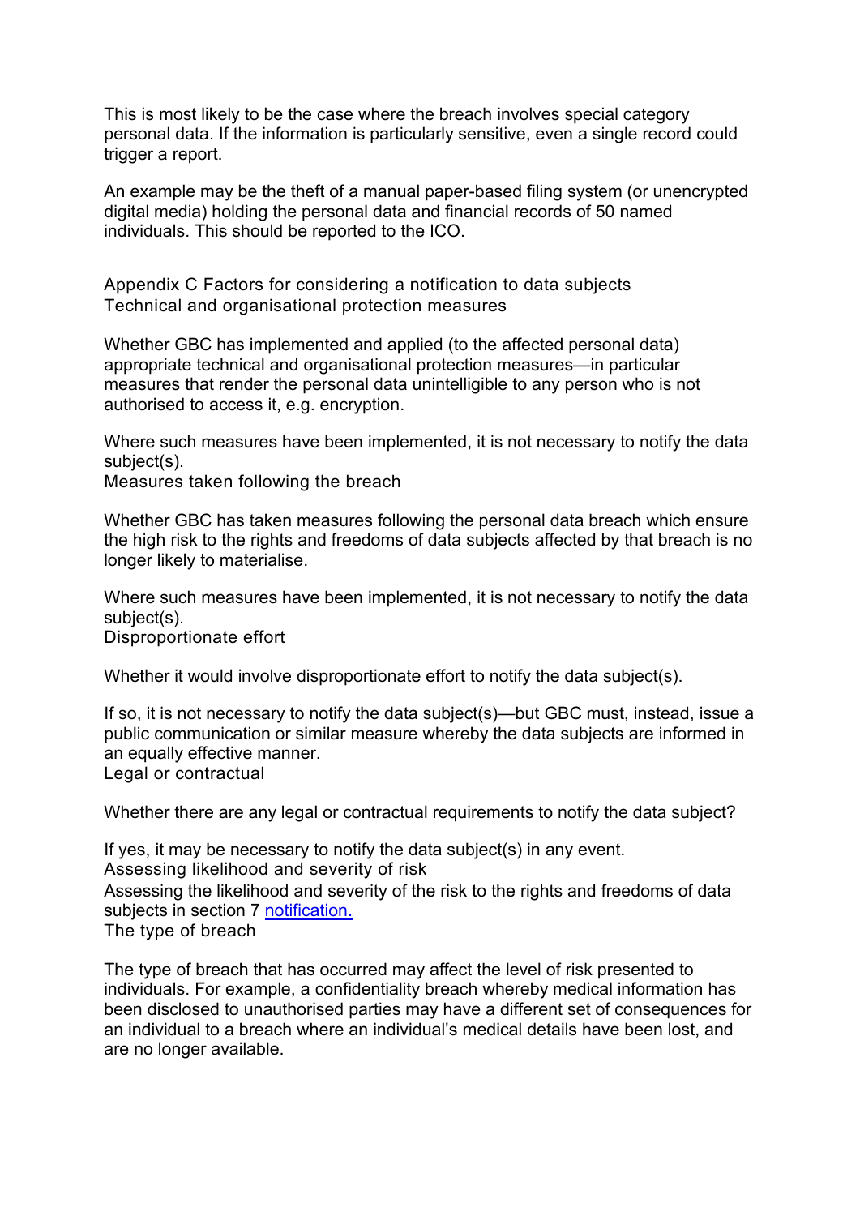This is most likely to be the case where the breach involves special category personal data. If the information is particularly sensitive, even a single record could trigger a report.

An example may be the theft of a manual paper-based filing system (or unencrypted digital media) holding the personal data and financial records of 50 named individuals. This should be reported to the ICO.

## Appendix C Factors for considering a notification to data subjects

### Technical and organisational protection measures

Whether GBC has implemented and applied (to the affected personal data) appropriate technical and organisational protection measures—in particular measures that render the personal data unintelligible to any person who is not authorised to access it, e.g. encryption.

Where such measures have been implemented, it is not necessary to notify the data subject(s).

### Measures taken following the breach

Whether GBC has taken measures following the personal data breach which ensure the high risk to the rights and freedoms of data subjects affected by that breach is no longer likely to materialise.

Where such measures have been implemented, it is not necessary to notify the data subject(s).

### Disproportionate effort

Whether it would involve disproportionate effort to notify the data subject(s).

If so, it is not necessary to notify the data subject(s)—but GBC must, instead, issue a public communication or similar measure whereby the data subjects are informed in an equally effective manner.

### Legal or contractual

Whether there are any legal or contractual requirements to notify the data subject?

If yes, it may be necessary to notify the data subject(s) in any event.

### Assessing likelihood and severity of risk

Assessing the likelihood and severity of the risk to the rights and freedoms of data subjects in section 7 [notification.](#)

### The type of breach

The type of breach that has occurred may affect the level of risk presented to individuals. For example, a confidentiality breach whereby medical information has been disclosed to unauthorised parties may have a different set of consequences for an individual to a breach where an individual's medical details have been lost, and are no longer available.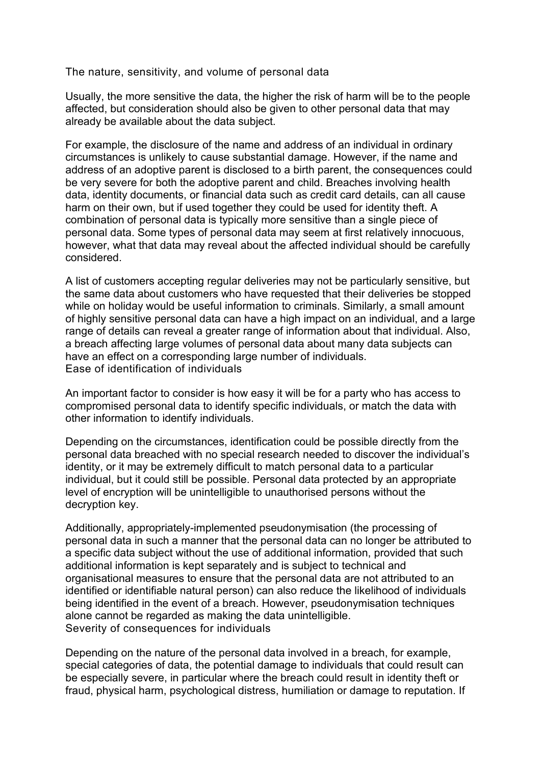### The nature, sensitivity, and volume of personal data

Usually, the more sensitive the data, the higher the risk of harm will be to the people affected, but consideration should also be given to other personal data that may already be available about the data subject.

For example, the disclosure of the name and address of an individual in ordinary circumstances is unlikely to cause substantial damage. However, if the name and address of an adoptive parent is disclosed to a birth parent, the consequences could be very severe for both the adoptive parent and child. Breaches involving health data, identity documents, or financial data such as credit card details, can all cause harm on their own, but if used together they could be used for identity theft. A combination of personal data is typically more sensitive than a single piece of personal data. Some types of personal data may seem at first relatively innocuous, however, what that data may reveal about the affected individual should be carefully considered.

A list of customers accepting regular deliveries may not be particularly sensitive, but the same data about customers who have requested that their deliveries be stopped while on holiday would be useful information to criminals. Similarly, a small amount of highly sensitive personal data can have a high impact on an individual, and a large range of details can reveal a greater range of information about that individual. Also, a breach affecting large volumes of personal data about many data subjects can have an effect on a corresponding large number of individuals.

### Ease of identification of individuals

An important factor to consider is how easy it will be for a party who has access to compromised personal data to identify specific individuals, or match the data with other information to identify individuals.

Depending on the circumstances, identification could be possible directly from the personal data breached with no special research needed to discover the individual's identity, or it may be extremely difficult to match personal data to a particular individual, but it could still be possible. Personal data protected by an appropriate level of encryption will be unintelligible to unauthorised persons without the decryption key.

Additionally, appropriately-implemented pseudonymisation (the processing of personal data in such a manner that the personal data can no longer be attributed to a specific data subject without the use of additional information, provided that such additional information is kept separately and is subject to technical and organisational measures to ensure that the personal data are not attributed to an identified or identifiable natural person) can also reduce the likelihood of individuals being identified in the event of a breach. However, pseudonymisation techniques alone cannot be regarded as making the data unintelligible.

### Severity of consequences for individuals

Depending on the nature of the personal data involved in a breach, for example, special categories of data, the potential damage to individuals that could result can be especially severe, in particular where the breach could result in identity theft or fraud, physical harm, psychological distress, humiliation or damage to reputation. If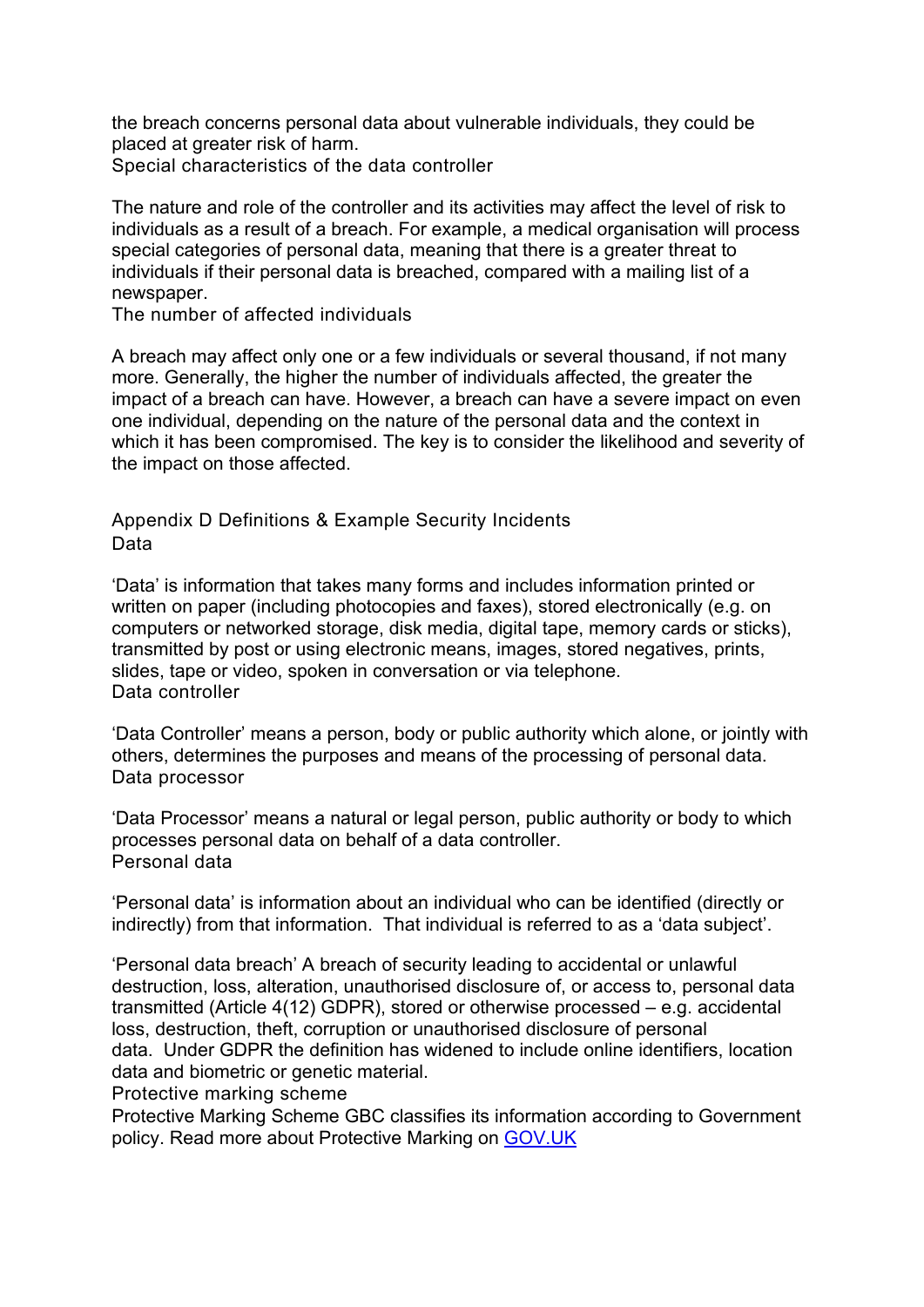the breach concerns personal data about vulnerable individuals, they could be placed at greater risk of harm.

### Special characteristics of the data controller

The nature and role of the controller and its activities may affect the level of risk to individuals as a result of a breach. For example, a medical organisation will process special categories of personal data, meaning that there is a greater threat to individuals if their personal data is breached, compared with a mailing list of a newspaper.

### The number of affected individuals

A breach may affect only one or a few individuals or several thousand, if not many more. Generally, the higher the number of individuals affected, the greater the impact of a breach can have. However, a breach can have a severe impact on even one individual, depending on the nature of the personal data and the context in which it has been compromised. The key is to consider the likelihood and severity of the impact on those affected.

## Appendix D Definitions & Example Security Incidents

### Data

'Data' is information that takes many forms and includes information printed or written on paper (including photocopies and faxes), stored electronically (e.g. on computers or networked storage, disk media, digital tape, memory cards or sticks), transmitted by post or using electronic means, images, stored negatives, prints, slides, tape or video, spoken in conversation or via telephone.

### Data controller

'Data Controller' means a person, body or public authority which alone, or jointly with others, determines the purposes and means of the processing of personal data.

### Data processor

'Data Processor' means a natural or legal person, public authority or body to which processes personal data on behalf of a data controller.

### Personal data

'Personal data' is information about an individual who can be identified (directly or indirectly) from that information. That individual is referred to as a 'data subject'.

'Personal data breach' A breach of security leading to accidental or unlawful destruction, loss, alteration, unauthorised disclosure of, or access to, personal data transmitted (Article 4(12) GDPR), stored or otherwise processed – e.g. accidental loss, destruction, theft, corruption or unauthorised disclosure of personal data. Under GDPR the definition has widened to include online identifiers, location data and biometric or genetic material.

### Protective marking scheme

Protective Marking Scheme GBC classifies its information according to Government policy. Read more about Protective Marking on [GOV.UK]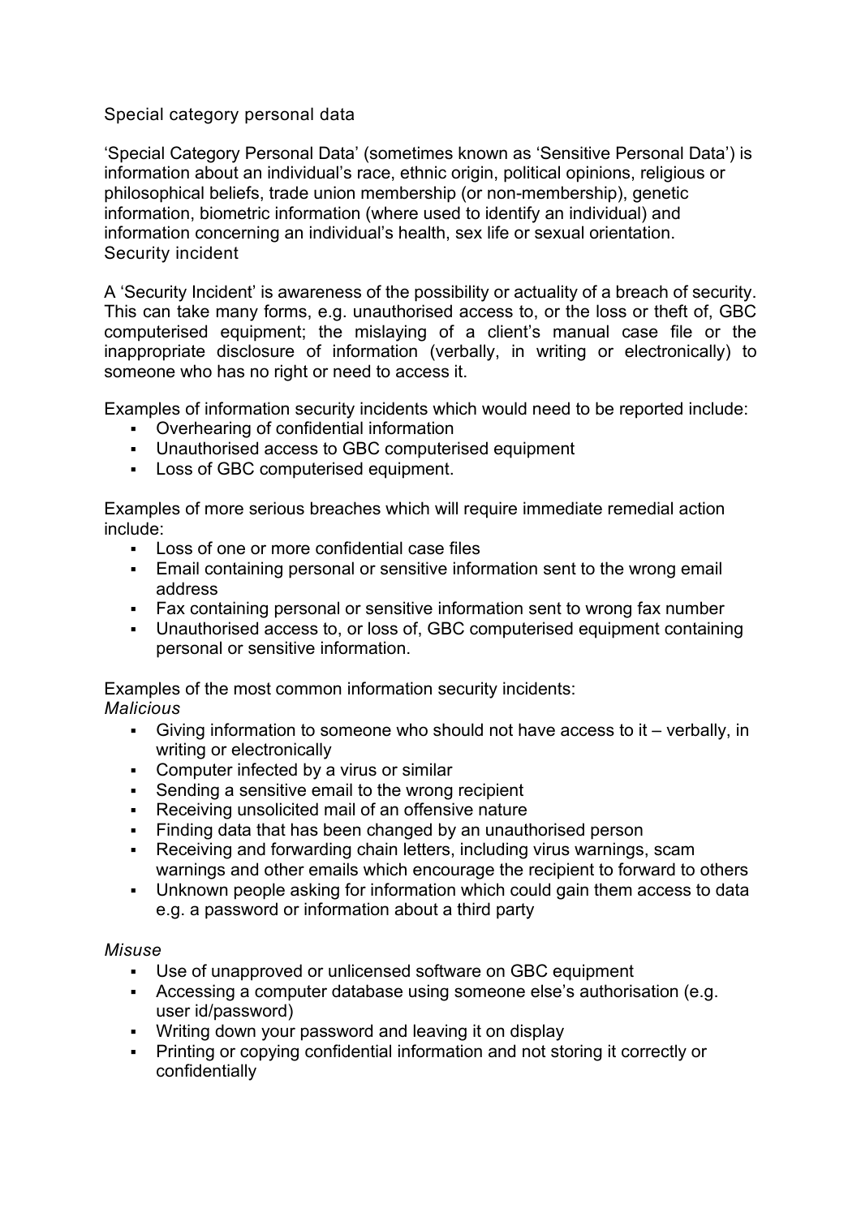## Special category personal data

'Special Category Personal Data' (sometimes known as 'Sensitive Personal Data') is information about an individual's race, ethnic origin, political opinions, religious or philosophical beliefs, trade union membership (or non-membership), genetic information, biometric information (where used to identify an individual) and information concerning an individual's health, sex life or sexual orientation.

## Security incident

A 'Security Incident' is awareness of the possibility or actuality of a breach of security. This can take many forms, e.g. unauthorised access to, or the loss or theft of, GBC computerised equipment; the mislaying of a client's manual case file or the inappropriate disclosure of information (verbally, in writing or electronically) to someone who has no right or need to access it.

Examples of information security incidents which would need to be reported include:

- Overhearing of confidential information
- Unauthorised access to GBC computerised equipment
- Loss of GBC computerised equipment.

Examples of more serious breaches which will require immediate remedial action include:

- Loss of one or more confidential case files
- Email containing personal or sensitive information sent to the wrong email address
- Fax containing personal or sensitive information sent to wrong fax number
- Unauthorised access to, or loss of, GBC computerised equipment containing personal or sensitive information.

Examples of the most common information security incidents:

*Malicious*

- Giving information to someone who should not have access to it – verbally, in writing or electronically
- Computer infected by a virus or similar
- Sending a sensitive email to the wrong recipient
- Receiving unsolicited mail of an offensive nature
- Finding data that has been changed by an unauthorised person
- Receiving and forwarding chain letters, including virus warnings, scam warnings and other emails which encourage the recipient to forward to others
- Unknown people asking for information which could gain them access to data e.g. a password or information about a third party

*Misuse*

- Use of unapproved or unlicensed software on GBC equipment
- Accessing a computer database using someone else's authorisation (e.g. user id/password)
- Writing down your password and leaving it on display
- Printing or copying confidential information and not storing it correctly or confidentially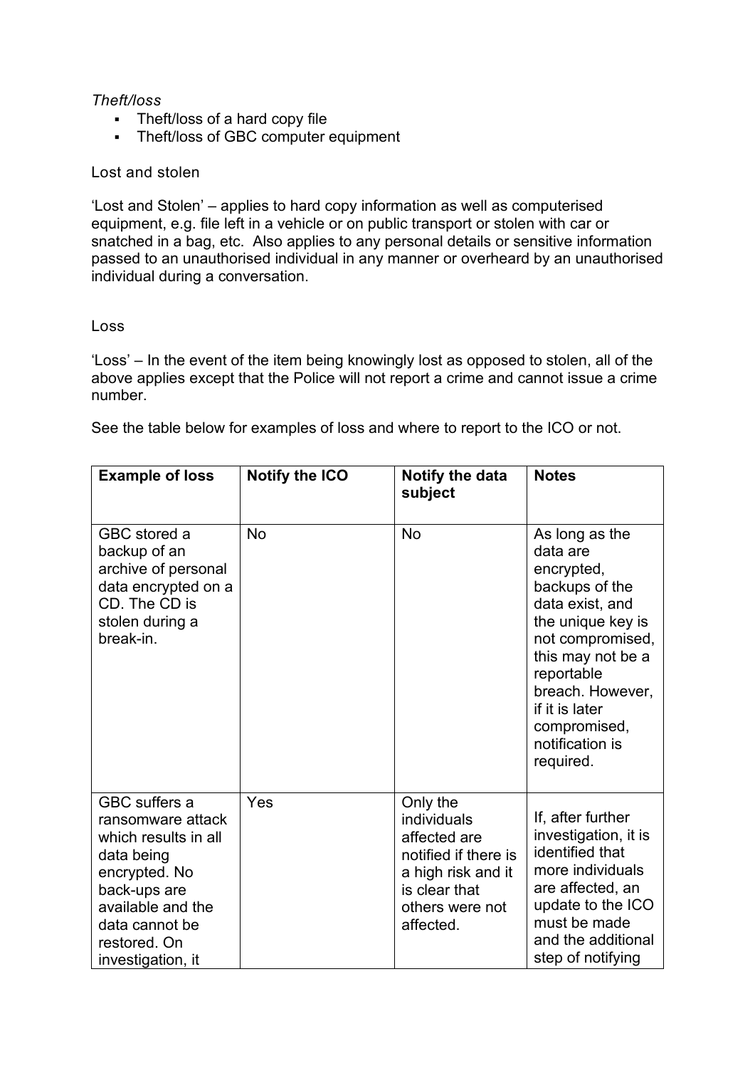*Theft/loss*

- Theft/loss of a hard copy file
- Theft/loss of GBC computer equipment

Lost and stolen

'Lost and Stolen' – applies to hard copy information as well as computerised equipment, e.g. file left in a vehicle or on public transport or stolen with car or snatched in a bag, etc. Also applies to any personal details or sensitive information passed to an unauthorised individual in any manner or overheard by an unauthorised individual during a conversation.

Loss

'Loss' – In the event of the item being knowingly lost as opposed to stolen, all of the above applies except that the Police will not report a crime and cannot issue a crime number.

See the table below for examples of loss and where to report to the ICO or not.

| **Example of loss** | **Notify the ICO** | **Notify the data subject** | **Notes** |
| --- | --- | --- | --- |
| GBC stored a backup of an archive of personal data encrypted on a CD. The CD is stolen during a break-in. | No | No | As long as the data are encrypted, backups of the data exist, and the unique key is not compromised, this may not be a reportable breach. However, if it is later compromised, notification is required. |
| GBC suffers a ransomware attack which results in all data being encrypted. No back-ups are available and the data cannot be restored. On investigation, it | Yes | Only the individuals affected are notified if there is a high risk and it is clear that others were not affected. | If, after further investigation, it is identified that more individuals are affected, an update to the ICO must be made and the additional step of notifying |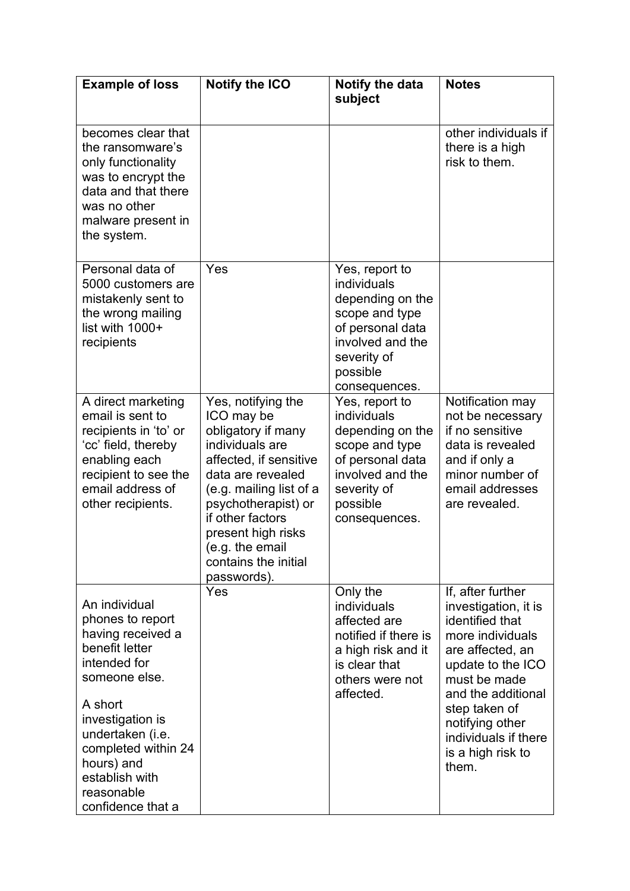| Example of loss | Notify the ICO | Notify the data subject | Notes |
|---|---|---|---|
| becomes clear that the ransomware's only functionality was to encrypt the data and that there was no other malware present in the system. | | | other individuals if there is a high risk to them. |
| Personal data of 5000 customers are mistakenly sent to the wrong mailing list with 1000+ recipients | Yes | Yes, report to individuals depending on the scope and type of personal data involved and the severity of possible consequences. | |
| A direct marketing email is sent to recipients in 'to' or 'cc' field, thereby enabling each recipient to see the email address of other recipients. | Yes, notifying the ICO may be obligatory if many individuals are affected, if sensitive data are revealed (e.g. mailing list of a psychotherapist) or if other factors present high risks (e.g. the email contains the initial passwords). | Yes, report to individuals depending on the scope and type of personal data involved and the severity of possible consequences. | Notification may not be necessary if no sensitive data is revealed and if only a minor number of email addresses are revealed. |
| An individual phones to report having received a benefit letter intended for someone else. A short investigation is undertaken (i.e. completed within 24 hours) and establish with reasonable confidence that a | Yes | Only the individuals affected are notified if there is a high risk and it is clear that others were not affected. | If, after further investigation, it is identified that more individuals are affected, an update to the ICO must be made and the additional step taken of notifying other individuals if there is a high risk to them. |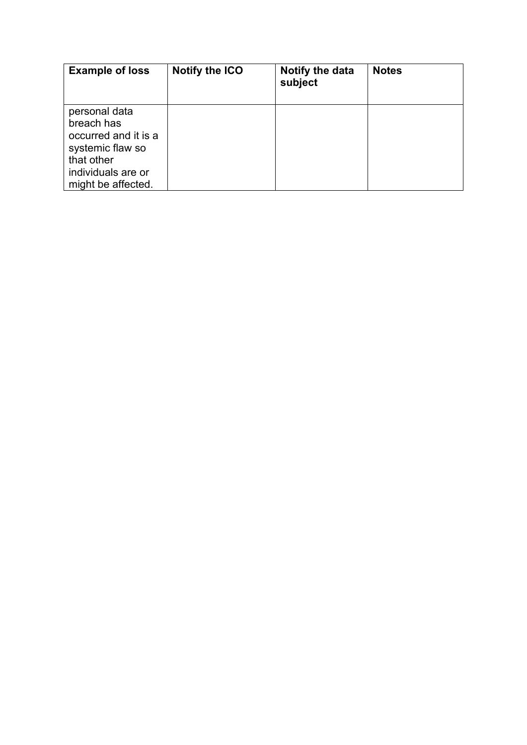| Example of loss | Notify the ICO | Notify the data subject | Notes |
| --- | --- | --- | --- |
| personal data breach has occurred and it is a systemic flaw so that other individuals are or might be affected. | | | |